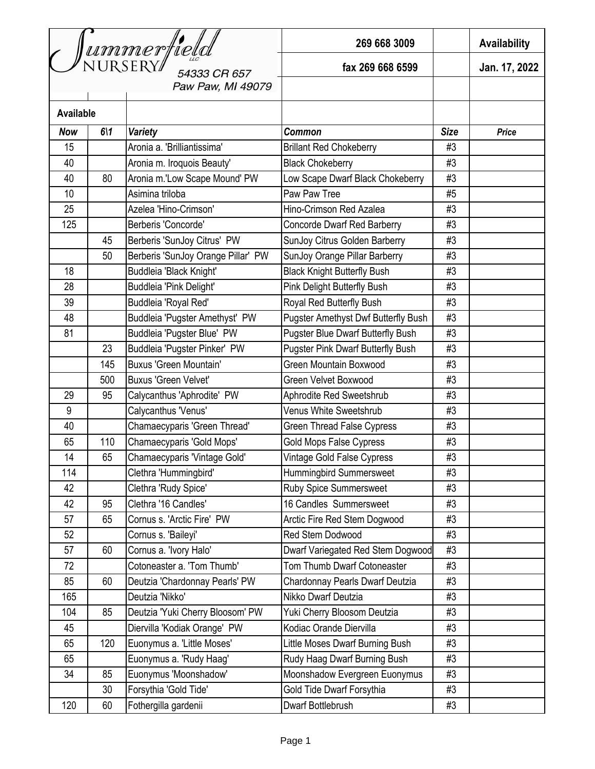# Summerfield Nursery LLC

54333 CR 657
Paw Paw, MI 49079

269 668 3009

fax 269 668 6599

**Availability**

**Jan. 17, 2022**

| **Available** | | | | | |
|---|---|---|---|---|---|
| ***Now*** | ***6\1*** | ***Variety*** | ***Common*** | ***Size*** | ***Price*** |
| 15 | | Aronia a. 'Brilliantissima' | Brillant Red Chokeberry | #3 | |
| 40 | | Aronia m. Iroquois Beauty' | Black Chokeberry | #3 | |
| 40 | 80 | Aronia m.'Low Scape Mound' PW | Low Scape Dwarf Black Chokeberry | #3 | |
| 10 | | Asimina triloba | Paw Paw Tree | #5 | |
| 25 | | Azelea 'Hino-Crimson' | Hino-Crimson Red Azalea | #3 | |
| 125 | | Berberis 'Concorde' | Concorde Dwarf Red Barberry | #3 | |
| | 45 | Berberis 'SunJoy Citrus' PW | SunJoy Citrus Golden Barberry | #3 | |
| | 50 | Berberis 'SunJoy Orange Pillar' PW | SunJoy Orange Pillar Barberry | #3 | |
| 18 | | Buddleia 'Black Knight' | Black Knight Butterfly Bush | #3 | |
| 28 | | Buddleia 'Pink Delight' | Pink Delight Butterfly Bush | #3 | |
| 39 | | Buddleia 'Royal Red' | Royal Red Butterfly Bush | #3 | |
| 48 | | Buddleia 'Pugster Amethyst' PW | Pugster Amethyst Dwf Butterfly Bush | #3 | |
| 81 | | Buddleia 'Pugster Blue' PW | Pugster Blue Dwarf Butterfly Bush | #3 | |
| | 23 | Buddleia 'Pugster Pinker' PW | Pugster Pink Dwarf Butterfly Bush | #3 | |
| | 145 | Buxus 'Green Mountain' | Green Mountain Boxwood | #3 | |
| | 500 | Buxus 'Green Velvet' | Green Velvet Boxwood | #3 | |
| 29 | 95 | Calycanthus 'Aphrodite' PW | Aphrodite Red Sweetshrub | #3 | |
| 9 | | Calycanthus 'Venus' | Venus White Sweetshrub | #3 | |
| 40 | | Chamaecyparis 'Green Thread' | Green Thread False Cypress | #3 | |
| 65 | 110 | Chamaecyparis 'Gold Mops' | Gold Mops False Cypress | #3 | |
| 14 | 65 | Chamaecyparis 'Vintage Gold' | Vintage Gold False Cypress | #3 | |
| 114 | | Clethra 'Hummingbird' | Hummingbird Summersweet | #3 | |
| 42 | | Clethra 'Rudy Spice' | Ruby Spice Summersweet | #3 | |
| 42 | 95 | Clethra '16 Candles' | 16 Candles Summersweet | #3 | |
| 57 | 65 | Cornus s. 'Arctic Fire' PW | Arctic Fire Red Stem Dogwood | #3 | |
| 52 | | Cornus s. 'Baileyi' | Red Stem Dodwood | #3 | |
| 57 | 60 | Cornus a. 'Ivory Halo' | Dwarf Variegated Red Stem Dogwood | #3 | |
| 72 | | Cotoneaster a. 'Tom Thumb' | Tom Thumb Dwarf Cotoneaster | #3 | |
| 85 | 60 | Deutzia 'Chardonnay Pearls' PW | Chardonnay Pearls Dwarf Deutzia | #3 | |
| 165 | | Deutzia 'Nikko' | Nikko Dwarf Deutzia | #3 | |
| 104 | 85 | Deutzia 'Yuki Cherry Bloosom' PW | Yuki Cherry Bloosom Deutzia | #3 | |
| 45 | | Diervilla 'Kodiak Orange' PW | Kodiac Orande Diervilla | #3 | |
| 65 | 120 | Euonymus a. 'Little Moses' | Little Moses Dwarf Burning Bush | #3 | |
| 65 | | Euonymus a. 'Rudy Haag' | Rudy Haag Dwarf Burning Bush | #3 | |
| 34 | 85 | Euonymus 'Moonshadow' | Moonshadow Evergreen Euonymus | #3 | |
| | 30 | Forsythia 'Gold Tide' | Gold Tide Dwarf Forsythia | #3 | |
| 120 | 60 | Fothergilla gardenii | Dwarf Bottlebrush | #3 | |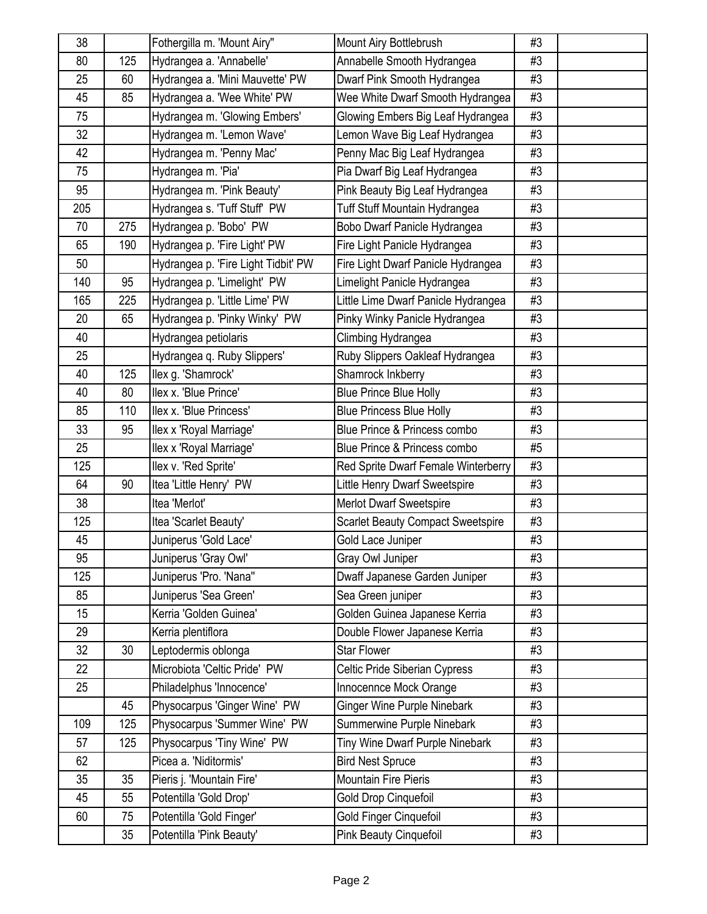| | | | | | |
|---|---|---|---|---|---|
| 38 | | Fothergilla m. 'Mount Airy" | Mount Airy Bottlebrush | #3 | |
| 80 | 125 | Hydrangea a. 'Annabelle' | Annabelle Smooth Hydrangea | #3 | |
| 25 | 60 | Hydrangea a. 'Mini Mauvette' PW | Dwarf Pink Smooth Hydrangea | #3 | |
| 45 | 85 | Hydrangea a. 'Wee White' PW | Wee White Dwarf Smooth Hydrangea | #3 | |
| 75 | | Hydrangea m. 'Glowing Embers' | Glowing Embers Big Leaf Hydrangea | #3 | |
| 32 | | Hydrangea m. 'Lemon Wave' | Lemon Wave Big Leaf Hydrangea | #3 | |
| 42 | | Hydrangea m. 'Penny Mac' | Penny Mac Big Leaf Hydrangea | #3 | |
| 75 | | Hydrangea m. 'Pia' | Pia Dwarf Big Leaf Hydrangea | #3 | |
| 95 | | Hydrangea m. 'Pink Beauty' | Pink Beauty Big Leaf Hydrangea | #3 | |
| 205 | | Hydrangea s. 'Tuff Stuff' PW | Tuff Stuff Mountain Hydrangea | #3 | |
| 70 | 275 | Hydrangea p. 'Bobo' PW | Bobo Dwarf Panicle Hydrangea | #3 | |
| 65 | 190 | Hydrangea p. 'Fire Light' PW | Fire Light Panicle Hydrangea | #3 | |
| 50 | | Hydrangea p. 'Fire Light Tidbit' PW | Fire Light Dwarf Panicle Hydrangea | #3 | |
| 140 | 95 | Hydrangea p. 'Limelight' PW | Limelight Panicle Hydrangea | #3 | |
| 165 | 225 | Hydrangea p. 'Little Lime' PW | Little Lime Dwarf Panicle Hydrangea | #3 | |
| 20 | 65 | Hydrangea p. 'Pinky Winky' PW | Pinky Winky Panicle Hydrangea | #3 | |
| 40 | | Hydrangea petiolaris | Climbing Hydrangea | #3 | |
| 25 | | Hydrangea q. Ruby Slippers' | Ruby Slippers Oakleaf Hydrangea | #3 | |
| 40 | 125 | Ilex g. 'Shamrock' | Shamrock Inkberry | #3 | |
| 40 | 80 | Ilex x. 'Blue Prince' | Blue Prince Blue Holly | #3 | |
| 85 | 110 | Ilex x. 'Blue Princess' | Blue Princess Blue Holly | #3 | |
| 33 | 95 | Ilex x 'Royal Marriage' | Blue Prince & Princess combo | #3 | |
| 25 | | Ilex x 'Royal Marriage' | Blue Prince & Princess combo | #5 | |
| 125 | | Ilex v. 'Red Sprite' | Red Sprite Dwarf Female Winterberry | #3 | |
| 64 | 90 | Itea 'Little Henry' PW | Little Henry Dwarf Sweetspire | #3 | |
| 38 | | Itea 'Merlot' | Merlot Dwarf Sweetspire | #3 | |
| 125 | | Itea 'Scarlet Beauty' | Scarlet Beauty Compact Sweetspire | #3 | |
| 45 | | Juniperus 'Gold Lace' | Gold Lace Juniper | #3 | |
| 95 | | Juniperus 'Gray Owl' | Gray Owl Juniper | #3 | |
| 125 | | Juniperus 'Pro. 'Nana" | Dwaff Japanese Garden Juniper | #3 | |
| 85 | | Juniperus 'Sea Green' | Sea Green juniper | #3 | |
| 15 | | Kerria 'Golden Guinea' | Golden Guinea Japanese Kerria | #3 | |
| 29 | | Kerria plentiflora | Double Flower Japanese Kerria | #3 | |
| 32 | 30 | Leptodermis oblonga | Star Flower | #3 | |
| 22 | | Microbiota 'Celtic Pride' PW | Celtic Pride Siberian Cypress | #3 | |
| 25 | | Philadelphus 'Innocence' | Innocennce Mock Orange | #3 | |
| | 45 | Physocarpus 'Ginger Wine' PW | Ginger Wine Purple Ninebark | #3 | |
| 109 | 125 | Physocarpus 'Summer Wine' PW | Summerwine Purple Ninebark | #3 | |
| 57 | 125 | Physocarpus 'Tiny Wine' PW | Tiny Wine Dwarf Purple Ninebark | #3 | |
| 62 | | Picea a. 'Niditormis' | Bird Nest Spruce | #3 | |
| 35 | 35 | Pieris j. 'Mountain Fire' | Mountain Fire Pieris | #3 | |
| 45 | 55 | Potentilla 'Gold Drop' | Gold Drop Cinquefoil | #3 | |
| 60 | 75 | Potentilla 'Gold Finger' | Gold Finger Cinquefoil | #3 | |
| | 35 | Potentilla 'Pink Beauty' | Pink Beauty Cinquefoil | #3 | |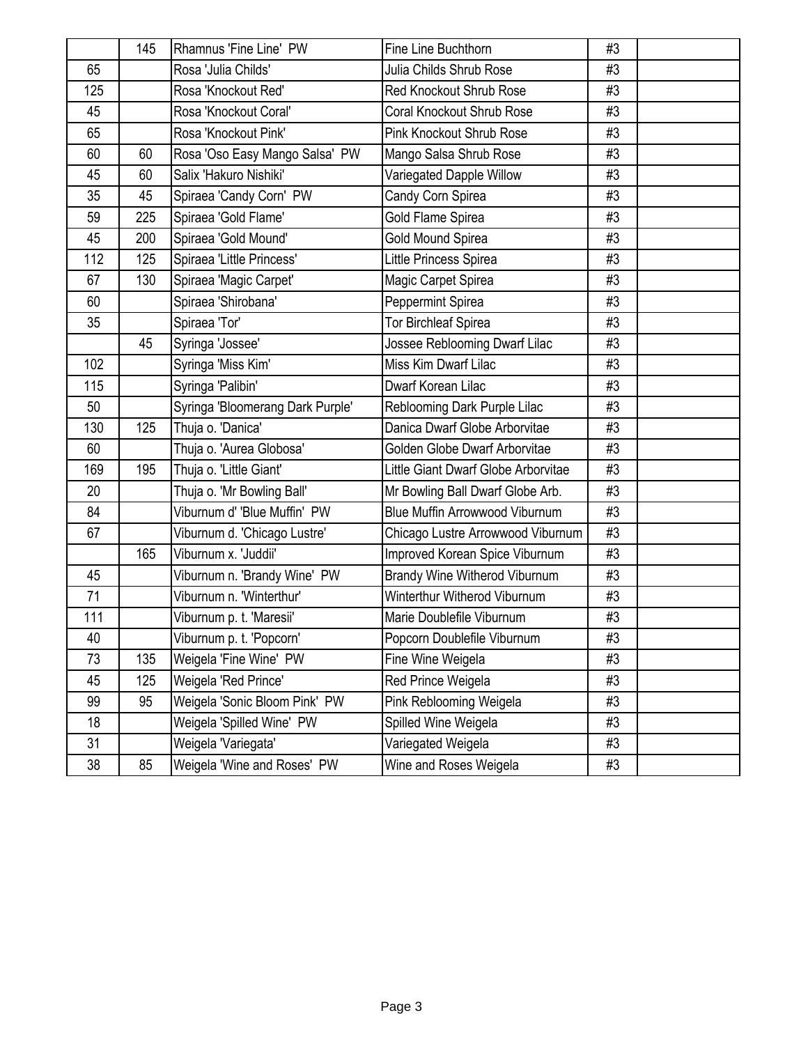| | | | | | |
|---|---|---|---|---|---|
| | 145 | Rhamnus 'Fine Line' PW | Fine Line Buchthorn | #3 | |
| 65 | | Rosa 'Julia Childs' | Julia Childs Shrub Rose | #3 | |
| 125 | | Rosa 'Knockout Red' | Red Knockout Shrub Rose | #3 | |
| 45 | | Rosa 'Knockout Coral' | Coral Knockout Shrub Rose | #3 | |
| 65 | | Rosa 'Knockout Pink' | Pink Knockout Shrub Rose | #3 | |
| 60 | 60 | Rosa 'Oso Easy Mango Salsa' PW | Mango Salsa Shrub Rose | #3 | |
| 45 | 60 | Salix 'Hakuro Nishiki' | Variegated Dapple Willow | #3 | |
| 35 | 45 | Spiraea 'Candy Corn' PW | Candy Corn Spirea | #3 | |
| 59 | 225 | Spiraea 'Gold Flame' | Gold Flame Spirea | #3 | |
| 45 | 200 | Spiraea 'Gold Mound' | Gold Mound Spirea | #3 | |
| 112 | 125 | Spiraea 'Little Princess' | Little Princess Spirea | #3 | |
| 67 | 130 | Spiraea 'Magic Carpet' | Magic Carpet Spirea | #3 | |
| 60 | | Spiraea 'Shirobana' | Peppermint Spirea | #3 | |
| 35 | | Spiraea 'Tor' | Tor Birchleaf Spirea | #3 | |
| | 45 | Syringa 'Jossee' | Jossee Reblooming Dwarf Lilac | #3 | |
| 102 | | Syringa 'Miss Kim' | Miss Kim Dwarf Lilac | #3 | |
| 115 | | Syringa 'Palibin' | Dwarf Korean Lilac | #3 | |
| 50 | | Syringa 'Bloomerang Dark Purple' | Reblooming Dark Purple Lilac | #3 | |
| 130 | 125 | Thuja o. 'Danica' | Danica Dwarf Globe Arborvitae | #3 | |
| 60 | | Thuja o. 'Aurea Globosa' | Golden Globe Dwarf Arborvitae | #3 | |
| 169 | 195 | Thuja o. 'Little Giant' | Little Giant Dwarf Globe Arborvitae | #3 | |
| 20 | | Thuja o. 'Mr Bowling Ball' | Mr Bowling Ball Dwarf Globe Arb. | #3 | |
| 84 | | Viburnum d' 'Blue Muffin' PW | Blue Muffin Arrowwood Viburnum | #3 | |
| 67 | | Viburnum d. 'Chicago Lustre' | Chicago Lustre Arrowwood Viburnum | #3 | |
| | 165 | Viburnum x. 'Juddii' | Improved Korean Spice Viburnum | #3 | |
| 45 | | Viburnum n. 'Brandy Wine' PW | Brandy Wine Witherod Viburnum | #3 | |
| 71 | | Viburnum n. 'Winterthur' | Winterthur Witherod Viburnum | #3 | |
| 111 | | Viburnum p. t. 'Maresii' | Marie Doublefile Viburnum | #3 | |
| 40 | | Viburnum p. t. 'Popcorn' | Popcorn Doublefile Viburnum | #3 | |
| 73 | 135 | Weigela 'Fine Wine' PW | Fine Wine Weigela | #3 | |
| 45 | 125 | Weigela 'Red Prince' | Red Prince Weigela | #3 | |
| 99 | 95 | Weigela 'Sonic Bloom Pink' PW | Pink Reblooming Weigela | #3 | |
| 18 | | Weigela 'Spilled Wine' PW | Spilled Wine Weigela | #3 | |
| 31 | | Weigela 'Variegata' | Variegated Weigela | #3 | |
| 38 | 85 | Weigela 'Wine and Roses' PW | Wine and Roses Weigela | #3 | |